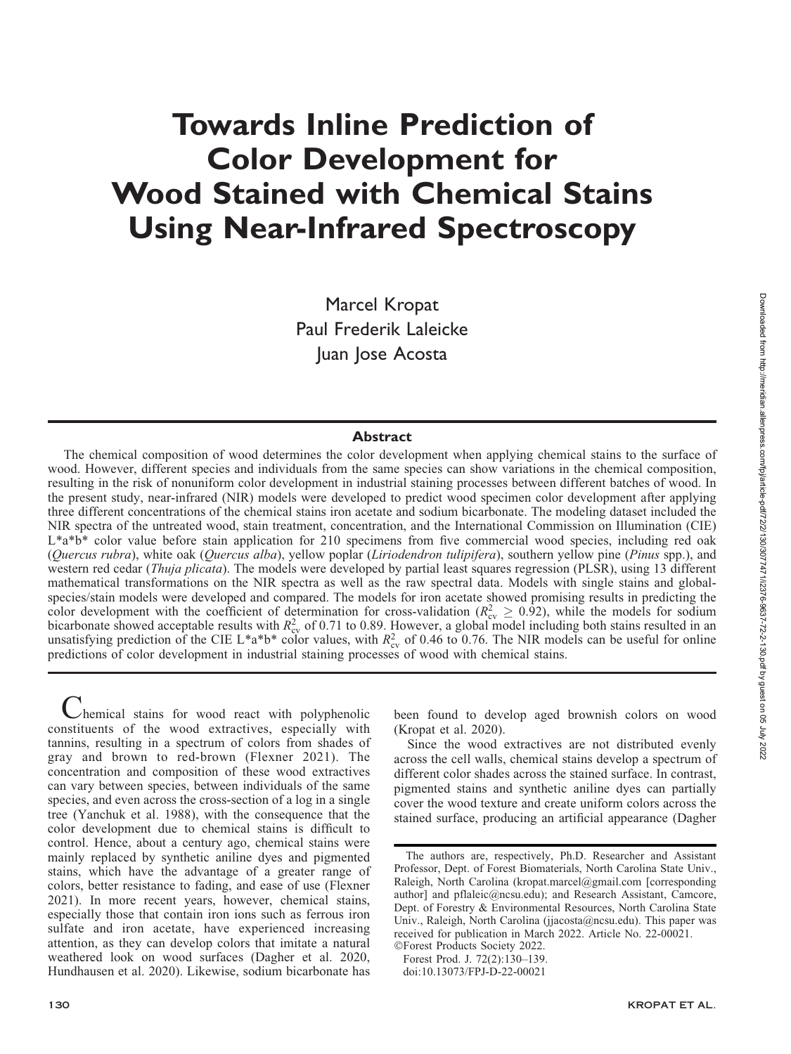# Towards Inline Prediction of Color Development for Wood Stained with Chemical Stains Using Near-Infrared Spectroscopy

Marcel Kropat
Paul Frederik Laleicke
Juan Jose Acosta

## Abstract

The chemical composition of wood determines the color development when applying chemical stains to the surface of wood. However, different species and individuals from the same species can show variations in the chemical composition, resulting in the risk of nonuniform color development in industrial staining processes between different batches of wood. In the present study, near-infrared (NIR) models were developed to predict wood specimen color development after applying three different concentrations of the chemical stains iron acetate and sodium bicarbonate. The modeling dataset included the NIR spectra of the untreated wood, stain treatment, concentration, and the International Commission on Illumination (CIE) L*a*b* color value before stain application for 210 specimens from five commercial wood species, including red oak (*Quercus rubra*), white oak (*Quercus alba*), yellow poplar (*Liriodendron tulipifera*), southern yellow pine (*Pinus* spp.), and western red cedar (*Thuja plicata*). The models were developed by partial least squares regression (PLSR), using 13 different mathematical transformations on the NIR spectra as well as the raw spectral data. Models with single stains and global-species/stain models were developed and compared. The models for iron acetate showed promising results in predicting the color development with the coefficient of determination for cross-validation ($R^2_{cv} \geq 0.92$), while the models for sodium bicarbonate showed acceptable results with $R^2_{cv}$ of 0.71 to 0.89. However, a global model including both stains resulted in an unsatisfying prediction of the CIE L*a*b* color values, with $R^2_{cv}$ of 0.46 to 0.76. The NIR models can be useful for online predictions of color development in industrial staining processes of wood with chemical stains.

Chemical stains for wood react with polyphenolic constituents of the wood extractives, especially with tannins, resulting in a spectrum of colors from shades of gray and brown to red-brown (Flexner 2021). The concentration and composition of these wood extractives can vary between species, between individuals of the same species, and even across the cross-section of a log in a single tree (Yanchuk et al. 1988), with the consequence that the color development due to chemical stains is difficult to control. Hence, about a century ago, chemical stains were mainly replaced by synthetic aniline dyes and pigmented stains, which have the advantage of a greater range of colors, better resistance to fading, and ease of use (Flexner 2021). In more recent years, however, chemical stains, especially those that contain iron ions such as ferrous iron sulfate and iron acetate, have experienced increasing attention, as they can develop colors that imitate a natural weathered look on wood surfaces (Dagher et al. 2020, Hundhausen et al. 2020). Likewise, sodium bicarbonate has been found to develop aged brownish colors on wood (Kropat et al. 2020).

Since the wood extractives are not distributed evenly across the cell walls, chemical stains develop a spectrum of different color shades across the stained surface. In contrast, pigmented stains and synthetic aniline dyes can partially cover the wood texture and create uniform colors across the stained surface, producing an artificial appearance (Dagher

The authors are, respectively, Ph.D. Researcher and Assistant Professor, Dept. of Forest Biomaterials, North Carolina State Univ., Raleigh, North Carolina (kropat.marcel@gmail.com [corresponding author] and pflaleic@ncsu.edu); and Research Assistant, Camcore, Dept. of Forestry & Environmental Resources, North Carolina State Univ., Raleigh, North Carolina (jjacosta@ncsu.edu). This paper was received for publication in March 2022. Article No. 22-00021.
©Forest Products Society 2022.
Forest Prod. J. 72(2):130–139.
doi:10.13073/FPJ-D-22-00021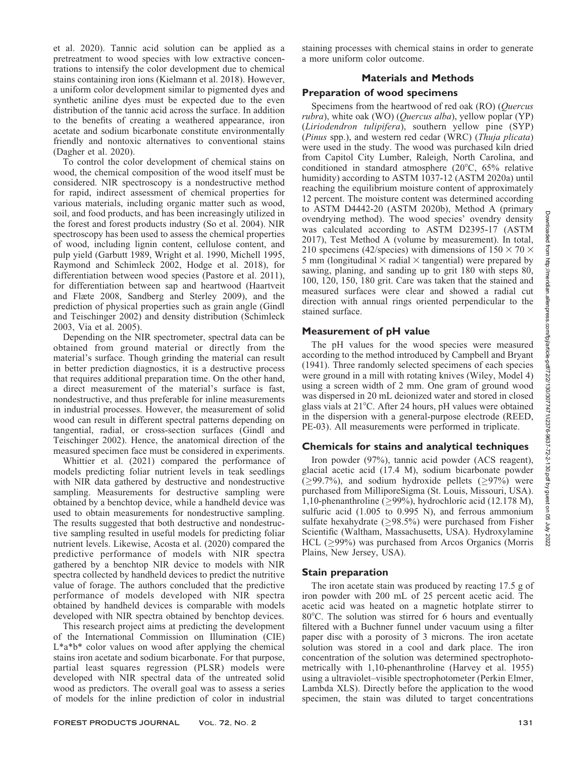et al. 2020). Tannic acid solution can be applied as a pretreatment to wood species with low extractive concentrations to intensify the color development due to chemical stains containing iron ions (Kielmann et al. 2018). However, a uniform color development similar to pigmented dyes and synthetic aniline dyes must be expected due to the even distribution of the tannic acid across the surface. In addition to the benefits of creating a weathered appearance, iron acetate and sodium bicarbonate constitute environmentally friendly and nontoxic alternatives to conventional stains (Dagher et al. 2020).

To control the color development of chemical stains on wood, the chemical composition of the wood itself must be considered. NIR spectroscopy is a nondestructive method for rapid, indirect assessment of chemical properties for various materials, including organic matter such as wood, soil, and food products, and has been increasingly utilized in the forest and forest products industry (So et al. 2004). NIR spectroscopy has been used to assess the chemical properties of wood, including lignin content, cellulose content, and pulp yield (Garbutt 1989, Wright et al. 1990, Michell 1995, Raymond and Schimleck 2002, Hodge et al. 2018), for differentiation between wood species (Pastore et al. 2011), for differentiation between sap and heartwood (Haartveit and Flæte 2008, Sandberg and Sterley 2009), and the prediction of physical properties such as grain angle (Gindl and Teischinger 2002) and density distribution (Schimleck 2003, Via et al. 2005).

Depending on the NIR spectrometer, spectral data can be obtained from ground material or directly from the material's surface. Though grinding the material can result in better prediction diagnostics, it is a destructive process that requires additional preparation time. On the other hand, a direct measurement of the material's surface is fast, nondestructive, and thus preferable for inline measurements in industrial processes. However, the measurement of solid wood can result in different spectral patterns depending on tangential, radial, or cross-section surfaces (Gindl and Teischinger 2002). Hence, the anatomical direction of the measured specimen face must be considered in experiments.

Whittier et al. (2021) compared the performance of models predicting foliar nutrient levels in teak seedlings with NIR data gathered by destructive and nondestructive sampling. Measurements for destructive sampling were obtained by a benchtop device, while a handheld device was used to obtain measurements for nondestructive sampling. The results suggested that both destructive and nondestructive sampling resulted in useful models for predicting foliar nutrient levels. Likewise, Acosta et al. (2020) compared the predictive performance of models with NIR spectra gathered by a benchtop NIR device to models with NIR spectra collected by handheld devices to predict the nutritive value of forage. The authors concluded that the predictive performance of models developed with NIR spectra obtained by handheld devices is comparable with models developed with NIR spectra obtained by benchtop devices.

This research project aims at predicting the development of the International Commission on Illumination (CIE) $L^*a^*b^*$ color values on wood after applying the chemical stains iron acetate and sodium bicarbonate. For that purpose, partial least squares regression (PLSR) models were developed with NIR spectral data of the untreated solid wood as predictors. The overall goal was to assess a series of models for the inline prediction of color in industrial staining processes with chemical stains in order to generate a more uniform color outcome.

## Materials and Methods

### Preparation of wood specimens

Specimens from the heartwood of red oak (RO) (*Quercus rubra*), white oak (WO) (*Quercus alba*), yellow poplar (YP) (*Liriodendron tulipifera*), southern yellow pine (SYP) (*Pinus* spp.), and western red cedar (WRC) (*Thuja plicata*) were used in the study. The wood was purchased kiln dried from Capitol City Lumber, Raleigh, North Carolina, and conditioned in standard atmosphere (20°C, 65% relative humidity) according to ASTM 1037-12 (ASTM 2020a) until reaching the equilibrium moisture content of approximately 12 percent. The moisture content was determined according to ASTM D4442-20 (ASTM 2020b), Method A (primary ovendrying method). The wood species' ovendry density was calculated according to ASTM D2395-17 (ASTM 2017), Test Method A (volume by measurement). In total, 210 specimens (42/species) with dimensions of $150 \times 70 \times 5$ mm (longitudinal $\times$ radial $\times$ tangential) were prepared by sawing, planing, and sanding up to grit 180 with steps 80, 100, 120, 150, 180 grit. Care was taken that the stained and measured surfaces were clear and showed a radial cut direction with annual rings oriented perpendicular to the stained surface.

### Measurement of pH value

The pH values for the wood species were measured according to the method introduced by Campbell and Bryant (1941). Three randomly selected specimens of each species were ground in a mill with rotating knives (Wiley, Model 4) using a screen width of 2 mm. One gram of ground wood was dispersed in 20 mL deionized water and stored in closed glass vials at 21°C. After 24 hours, pH values were obtained in the dispersion with a general-purpose electrode (REED, PE-03). All measurements were performed in triplicate.

### Chemicals for stains and analytical techniques

Iron powder (97%), tannic acid powder (ACS reagent), glacial acetic acid (17.4 M), sodium bicarbonate powder ($\geq$99.7%), and sodium hydroxide pellets ($\geq$97%) were purchased from MilliporeSigma (St. Louis, Missouri, USA). 1,10-phenanthroline ($\geq$99%), hydrochloric acid (12.178 M), sulfuric acid (1.005 to 0.995 N), and ferrous ammonium sulfate hexahydrate ($\geq$98.5%) were purchased from Fisher Scientific (Waltham, Massachusetts, USA). Hydroxylamine HCL ($\geq$99%) was purchased from Arcos Organics (Morris Plains, New Jersey, USA).

### Stain preparation

The iron acetate stain was produced by reacting 17.5 g of iron powder with 200 mL of 25 percent acetic acid. The acetic acid was heated on a magnetic hotplate stirrer to 80°C. The solution was stirred for 6 hours and eventually filtered with a Buchner funnel under vacuum using a filter paper disc with a porosity of 3 microns. The iron acetate solution was stored in a cool and dark place. The iron concentration of the solution was determined spectrophotometrically with 1,10-phenanthroline (Harvey et al. 1955) using a ultraviolet–visible spectrophotometer (Perkin Elmer, Lambda XLS). Directly before the application to the wood specimen, the stain was diluted to target concentrations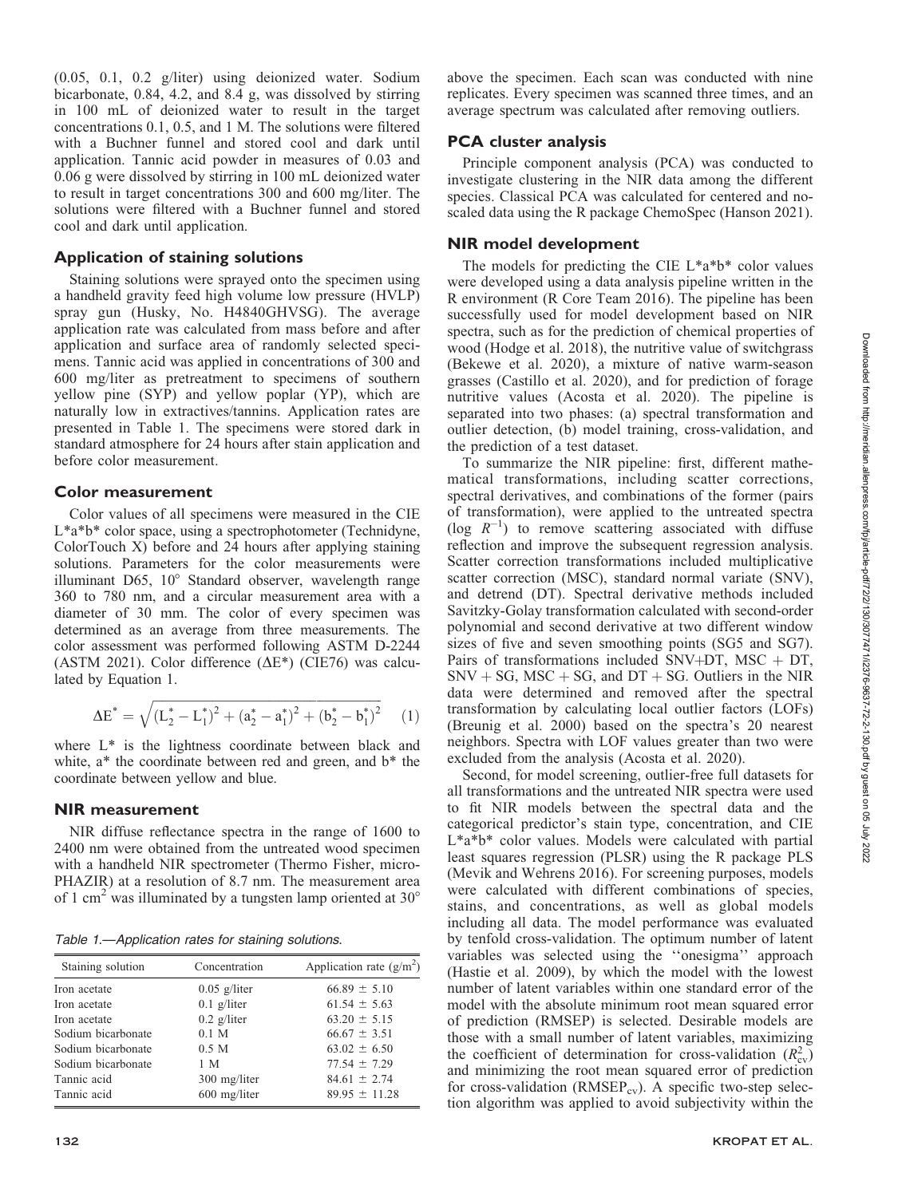(0.05, 0.1, 0.2 g/liter) using deionized water. Sodium bicarbonate, 0.84, 4.2, and 8.4 g, was dissolved by stirring in 100 mL of deionized water to result in the target concentrations 0.1, 0.5, and 1 M. The solutions were filtered with a Buchner funnel and stored cool and dark until application. Tannic acid powder in measures of 0.03 and 0.06 g were dissolved by stirring in 100 mL deionized water to result in target concentrations 300 and 600 mg/liter. The solutions were filtered with a Buchner funnel and stored cool and dark until application.

## Application of staining solutions

Staining solutions were sprayed onto the specimen using a handheld gravity feed high volume low pressure (HVLP) spray gun (Husky, No. H4840GHVSG). The average application rate was calculated from mass before and after application and surface area of randomly selected specimens. Tannic acid was applied in concentrations of 300 and 600 mg/liter as pretreatment to specimens of southern yellow pine (SYP) and yellow poplar (YP), which are naturally low in extractives/tannins. Application rates are presented in Table 1. The specimens were stored dark in standard atmosphere for 24 hours after stain application and before color measurement.

## Color measurement

Color values of all specimens were measured in the CIE L\*a\*b\* color space, using a spectrophotometer (Technidyne, ColorTouch X) before and 24 hours after applying staining solutions. Parameters for the color measurements were illuminant D65, 10° Standard observer, wavelength range 360 to 780 nm, and a circular measurement area with a diameter of 30 mm. The color of every specimen was determined as an average from three measurements. The color assessment was performed following ASTM D-2244 (ASTM 2021). Color difference ($\Delta E^*$) (CIE76) was calculated by Equation 1.

$$\Delta E^* = \sqrt{(L_2^* - L_1^*)^2 + (a_2^* - a_1^*)^2 + (b_2^* - b_1^*)^2} \quad (1)$$

where L\* is the lightness coordinate between black and white, a\* the coordinate between red and green, and b\* the coordinate between yellow and blue.

## NIR measurement

NIR diffuse reflectance spectra in the range of 1600 to 2400 nm were obtained from the untreated wood specimen with a handheld NIR spectrometer (Thermo Fisher, microPHAZIR) at a resolution of 8.7 nm. The measurement area of 1 cm$^2$ was illuminated by a tungsten lamp oriented at 30° above the specimen. Each scan was conducted with nine replicates. Every specimen was scanned three times, and an average spectrum was calculated after removing outliers.

*Table 1.—Application rates for staining solutions.*

| Staining solution | Concentration | Application rate (g/m$^2$) |
|---|---|---|
| Iron acetate | 0.05 g/liter | 66.89 ± 5.10 |
| Iron acetate | 0.1 g/liter | 61.54 ± 5.63 |
| Iron acetate | 0.2 g/liter | 63.20 ± 5.15 |
| Sodium bicarbonate | 0.1 M | 66.67 ± 3.51 |
| Sodium bicarbonate | 0.5 M | 63.02 ± 6.50 |
| Sodium bicarbonate | 1 M | 77.54 ± 7.29 |
| Tannic acid | 300 mg/liter | 84.61 ± 2.74 |
| Tannic acid | 600 mg/liter | 89.95 ± 11.28 |

## PCA cluster analysis

Principle component analysis (PCA) was conducted to investigate clustering in the NIR data among the different species. Classical PCA was calculated for centered and no-scaled data using the R package ChemoSpec (Hanson 2021).

## NIR model development

The models for predicting the CIE L\*a\*b\* color values were developed using a data analysis pipeline written in the R environment (R Core Team 2016). The pipeline has been successfully used for model development based on NIR spectra, such as for the prediction of chemical properties of wood (Hodge et al. 2018), the nutritive value of switchgrass (Bekewe et al. 2020), a mixture of native warm-season grasses (Castillo et al. 2020), and for prediction of forage nutritive values (Acosta et al. 2020). The pipeline is separated into two phases: (a) spectral transformation and outlier detection, (b) model training, cross-validation, and the prediction of a test dataset.

To summarize the NIR pipeline: first, different mathematical transformations, including scatter corrections, spectral derivatives, and combinations of the former (pairs of transformation), were applied to the untreated spectra ($\log R^{-1}$) to remove scattering associated with diffuse reflection and improve the subsequent regression analysis. Scatter correction transformations included multiplicative scatter correction (MSC), standard normal variate (SNV), and detrend (DT). Spectral derivative methods included Savitzky-Golay transformation calculated with second-order polynomial and second derivative at two different window sizes of five and seven smoothing points (SG5 and SG7). Pairs of transformations included SNV+DT, MSC + DT, SNV + SG, MSC + SG, and DT + SG. Outliers in the NIR data were determined and removed after the spectral transformation by calculating local outlier factors (LOFs) (Breunig et al. 2000) based on the spectra's 20 nearest neighbors. Spectra with LOF values greater than two were excluded from the analysis (Acosta et al. 2020).

Second, for model screening, outlier-free full datasets for all transformations and the untreated NIR spectra were used to fit NIR models between the spectral data and the categorical predictor's stain type, concentration, and CIE L\*a\*b\* color values. Models were calculated with partial least squares regression (PLSR) using the R package PLS (Mevik and Wehrens 2016). For screening purposes, models were calculated with different combinations of species, stains, and concentrations, as well as global models including all data. The model performance was evaluated by tenfold cross-validation. The optimum number of latent variables was selected using the ''onesigma'' approach (Hastie et al. 2009), by which the model with the lowest number of latent variables within one standard error of the model with the absolute minimum root mean squared error of prediction (RMSEP) is selected. Desirable models are those with a small number of latent variables, maximizing the coefficient of determination for cross-validation ($R^2_{cv}$) and minimizing the root mean squared error of prediction for cross-validation ($RMSEP_{cv}$). A specific two-step selection algorithm was applied to avoid subjectivity within the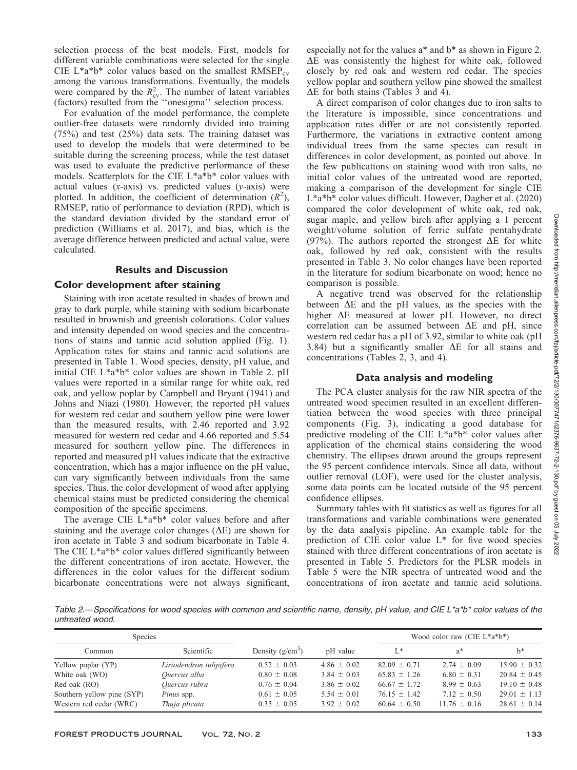selection process of the best models. First, models for different variable combinations were selected for the single CIE L*a*b* color values based on the smallest $RMSEP_{cv}$ among the various transformations. Eventually, the models were compared by the $R^2_{cv}$. The number of latent variables (factors) resulted from the ''onesigma'' selection process.

For evaluation of the model performance, the complete outlier-free datasets were randomly divided into training (75%) and test (25%) data sets. The training dataset was used to develop the models that were determined to be suitable during the screening process, while the test dataset was used to evaluate the predictive performance of these models. Scatterplots for the CIE L*a*b* color values with actual values (*x*-axis) vs. predicted values (*y*-axis) were plotted. In addition, the coefficient of determination ($R^2$), RMSEP, ratio of performance to deviation (RPD), which is the standard deviation divided by the standard error of prediction (Williams et al. 2017), and bias, which is the average difference between predicted and actual value, were calculated.

## Results and Discussion

### Color development after staining

Staining with iron acetate resulted in shades of brown and gray to dark purple, while staining with sodium bicarbonate resulted in brownish and greenish colorations. Color values and intensity depended on wood species and the concentrations of stains and tannic acid solution applied (Fig. 1). Application rates for stains and tannic acid solutions are presented in Table 1. Wood species, density, pH value, and initial CIE L*a*b* color values are shown in Table 2. pH values were reported in a similar range for white oak, red oak, and yellow poplar by Campbell and Bryant (1941) and Johns and Niazi (1980). However, the reported pH values for western red cedar and southern yellow pine were lower than the measured results, with 2.46 reported and 3.92 measured for western red cedar and 4.66 reported and 5.54 measured for southern yellow pine. The differences in reported and measured pH values indicate that the extractive concentration, which has a major influence on the pH value, can vary significantly between individuals from the same species. Thus, the color development of wood after applying chemical stains must be predicted considering the chemical composition of the specific specimens.

The average CIE L*a*b* color values before and after staining and the average color changes (ΔE) are shown for iron acetate in Table 3 and sodium bicarbonate in Table 4. The CIE L*a*b* color values differed significantly between the different concentrations of iron acetate. However, the differences in the color values for the different sodium bicarbonate concentrations were not always significant, especially not for the values a* and b* as shown in Figure 2. ΔE was consistently the highest for white oak, followed closely by red oak and western red cedar. The species yellow poplar and southern yellow pine showed the smallest ΔE for both stains (Tables 3 and 4).

A direct comparison of color changes due to iron salts to the literature is impossible, since concentrations and application rates differ or are not consistently reported. Furthermore, the variations in extractive content among individual trees from the same species can result in differences in color development, as pointed out above. In the few publications on staining wood with iron salts, no initial color values of the untreated wood are reported, making a comparison of the development for single CIE L*a*b* color values difficult. However, Dagher et al. (2020) compared the color development of white oak, red oak, sugar maple, and yellow birch after applying a 1 percent weight/volume solution of ferric sulfate pentahydrate (97%). The authors reported the strongest ΔE for white oak, followed by red oak, consistent with the results presented in Table 3. No color changes have been reported in the literature for sodium bicarbonate on wood; hence no comparison is possible.

A negative trend was observed for the relationship between ΔE and the pH values, as the species with the higher ΔE measured at lower pH. However, no direct correlation can be assumed between ΔE and pH, since western red cedar has a pH of 3.92, similar to white oak (pH 3.84) but a significantly smaller ΔE for all stains and concentrations (Tables 2, 3, and 4).

### Data analysis and modeling

The PCA cluster analysis for the raw NIR spectra of the untreated wood specimen resulted in an excellent differentiation between the wood species with three principal components (Fig. 3), indicating a good database for predictive modeling of the CIE L*a*b* color values after application of the chemical stains considering the wood chemistry. The ellipses drawn around the groups represent the 95 percent confidence intervals. Since all data, without outlier removal (LOF), were used for the cluster analysis, some data points can be located outside of the 95 percent confidence ellipses.

Summary tables with fit statistics as well as figures for all transformations and variable combinations were generated by the data analysis pipeline. An example table for the prediction of CIE color value L* for five wood species stained with three different concentrations of iron acetate is presented in Table 5. Predictors for the PLSR models in Table 5 were the NIR spectra of untreated wood and the concentrations of iron acetate and tannic acid solutions.

*Table 2.—Specifications for wood species with common and scientific name, density, pH value, and CIE L*a*b* color values of the untreated wood.*

| Species | | | | Wood color raw (CIE L*a*b*) | | |
|---|---|---|---|---|---|---|
| Common | Scientific | Density (g/cm$^3$) | pH value | L* | a* | b* |
| Yellow poplar (YP) | *Liriodendron tulipifera* | 0.52 ± 0.03 | 4.86 ± 0.02 | 82.09 ± 0.71 | 2.74 ± 0.09 | 15.90 ± 0.32 |
| White oak (WO) | *Quercus alba* | 0.80 ± 0.08 | 3.84 ± 0.03 | 65.83 ± 1.26 | 6.80 ± 0.31 | 20.84 ± 0.45 |
| Red oak (RO) | *Quercus rubra* | 0.76 ± 0.04 | 3.86 ± 0.02 | 66.67 ± 1.72 | 8.99 ± 0.63 | 19.10 ± 0.48 |
| Southern yellow pine (SYP) | *Pinus* spp. | 0.61 ± 0.05 | 5.54 ± 0.01 | 76.15 ± 1.42 | 7.12 ± 0.50 | 29.01 ± 1.13 |
| Western red cedar (WRC) | *Thuja plicata* | 0.35 ± 0.05 | 3.92 ± 0.02 | 60.64 ± 0.50 | 11.76 ± 0.16 | 28.61 ± 0.14 |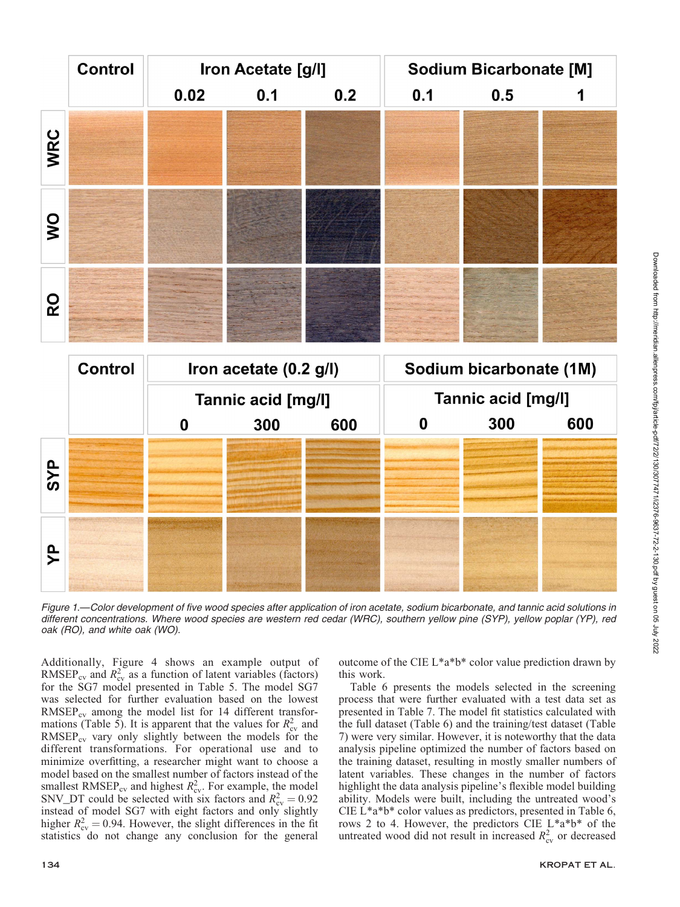Figure 1.—Color development of five wood species after application of iron acetate, sodium bicarbonate, and tannic acid solutions in different concentrations. Where wood species are western red cedar (WRC), southern yellow pine (SYP), yellow poplar (YP), red oak (RO), and white oak (WO).

Additionally, Figure 4 shows an example output of $RMSEP_{cv}$ and $R^2_{cv}$ as a function of latent variables (factors) for the SG7 model presented in Table 5. The model SG7 was selected for further evaluation based on the lowest $RMSEP_{cv}$ among the model list for 14 different transformations (Table 5). It is apparent that the values for $R^2_{cv}$ and $RMSEP_{cv}$ vary only slightly between the models for the different transformations. For operational use and to minimize overfitting, a researcher might want to choose a model based on the smallest number of factors instead of the smallest $RMSEP_{cv}$ and highest $R^2_{cv}$. For example, the model SNV_DT could be selected with six factors and $R^2_{cv} = 0.92$ instead of model SG7 with eight factors and only slightly higher $R^2_{cv} = 0.94$. However, the slight differences in the fit statistics do not change any conclusion for the general outcome of the CIE L*a*b* color value prediction drawn by this work.

Table 6 presents the models selected in the screening process that were further evaluated with a test data set as presented in Table 7. The model fit statistics calculated with the full dataset (Table 6) and the training/test dataset (Table 7) were very similar. However, it is noteworthy that the data analysis pipeline optimized the number of factors based on the training dataset, resulting in mostly smaller numbers of latent variables. These changes in the number of factors highlight the data analysis pipeline's flexible model building ability. Models were built, including the untreated wood's CIE L*a*b* color values as predictors, presented in Table 6, rows 2 to 4. However, the predictors CIE L*a*b* of the untreated wood did not result in increased $R^2_{cv}$ or decreased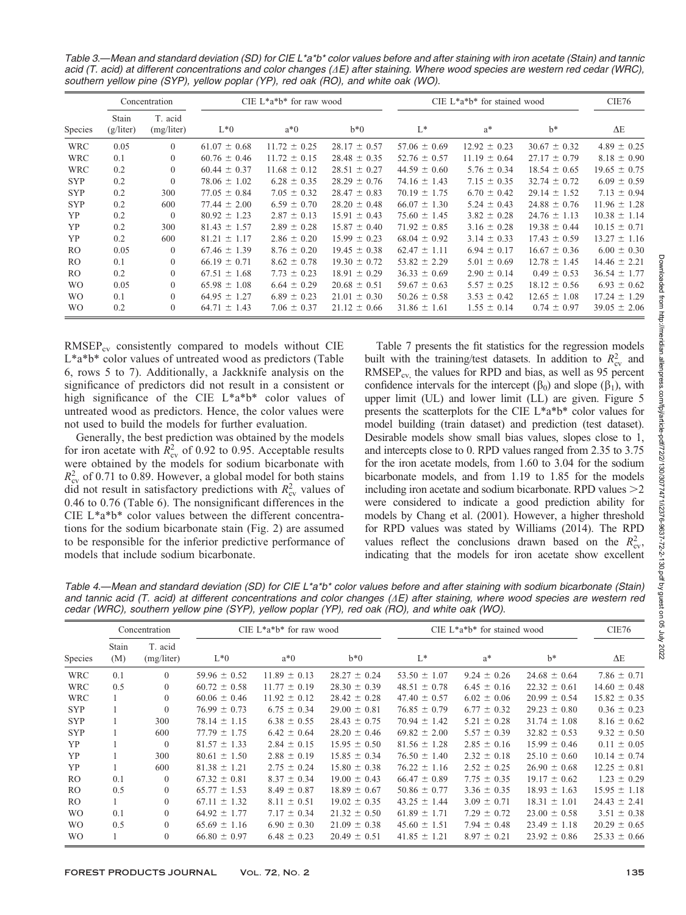Table 3.—Mean and standard deviation (SD) for CIE L*a*b* color values before and after staining with iron acetate (Stain) and tannic acid (T. acid) at different concentrations and color changes ($\Delta E$) after staining. Where wood species are western red cedar (WRC), southern yellow pine (SYP), yellow poplar (YP), red oak (RO), and white oak (WO).

| | Concentration | | CIE L*a*b* for raw wood | | | CIE L*a*b* for stained wood | | | CIE76 |
|---|---|---|---|---|---|---|---|---|---|
| Species | Stain (g/liter) | T. acid (mg/liter) | L*0 | a*0 | b*0 | L* | a* | b* | ΔE |
| WRC | 0.05 | 0 | 61.07 ± 0.68 | 11.72 ± 0.25 | 28.17 ± 0.57 | 57.06 ± 0.69 | 12.92 ± 0.23 | 30.67 ± 0.32 | 4.89 ± 0.25 |
| WRC | 0.1 | 0 | 60.76 ± 0.46 | 11.72 ± 0.15 | 28.48 ± 0.35 | 52.76 ± 0.57 | 11.19 ± 0.64 | 27.17 ± 0.79 | 8.18 ± 0.90 |
| WRC | 0.2 | 0 | 60.44 ± 0.37 | 11.68 ± 0.12 | 28.51 ± 0.27 | 44.59 ± 0.60 | 5.76 ± 0.34 | 18.54 ± 0.65 | 19.65 ± 0.75 |
| SYP | 0.2 | 0 | 78.06 ± 1.02 | 6.28 ± 0.35 | 28.29 ± 0.76 | 74.16 ± 1.43 | 7.15 ± 0.35 | 32.74 ± 0.72 | 6.09 ± 0.59 |
| SYP | 0.2 | 300 | 77.05 ± 0.84 | 7.05 ± 0.32 | 28.47 ± 0.83 | 70.19 ± 1.75 | 6.70 ± 0.42 | 29.14 ± 1.52 | 7.13 ± 0.94 |
| SYP | 0.2 | 600 | 77.44 ± 2.00 | 6.59 ± 0.70 | 28.20 ± 0.48 | 66.07 ± 1.30 | 5.24 ± 0.43 | 24.88 ± 0.76 | 11.96 ± 1.28 |
| YP | 0.2 | 0 | 80.92 ± 1.23 | 2.87 ± 0.13 | 15.91 ± 0.43 | 75.60 ± 1.45 | 3.82 ± 0.28 | 24.76 ± 1.13 | 10.38 ± 1.14 |
| YP | 0.2 | 300 | 81.43 ± 1.57 | 2.89 ± 0.28 | 15.87 ± 0.40 | 71.92 ± 0.85 | 3.16 ± 0.28 | 19.38 ± 0.44 | 10.15 ± 0.71 |
| YP | 0.2 | 600 | 81.21 ± 1.17 | 2.86 ± 0.20 | 15.99 ± 0.23 | 68.04 ± 0.92 | 3.14 ± 0.33 | 17.43 ± 0.59 | 13.27 ± 1.16 |
| RO | 0.05 | 0 | 67.46 ± 1.39 | 8.76 ± 0.20 | 19.45 ± 0.38 | 62.47 ± 1.11 | 6.94 ± 0.17 | 16.67 ± 0.36 | 6.00 ± 0.30 |
| RO | 0.1 | 0 | 66.19 ± 0.71 | 8.62 ± 0.78 | 19.30 ± 0.72 | 53.82 ± 2.29 | 5.01 ± 0.69 | 12.78 ± 1.45 | 14.46 ± 2.21 |
| RO | 0.2 | 0 | 67.51 ± 1.68 | 7.73 ± 0.23 | 18.91 ± 0.29 | 36.33 ± 0.69 | 2.90 ± 0.14 | 0.49 ± 0.53 | 36.54 ± 1.77 |
| WO | 0.05 | 0 | 65.98 ± 1.08 | 6.64 ± 0.29 | 20.68 ± 0.51 | 59.67 ± 0.63 | 5.57 ± 0.25 | 18.12 ± 0.56 | 6.93 ± 0.62 |
| WO | 0.1 | 0 | 64.95 ± 1.27 | 6.89 ± 0.23 | 21.01 ± 0.30 | 50.26 ± 0.58 | 3.53 ± 0.42 | 12.65 ± 1.08 | 17.24 ± 1.29 |
| WO | 0.2 | 0 | 64.71 ± 1.43 | 7.06 ± 0.37 | 21.12 ± 0.66 | 31.86 ± 1.61 | 1.55 ± 0.14 | 0.74 ± 0.97 | 39.05 ± 2.06 |

$RMSEP_{cv}$ consistently compared to models without CIE L*a*b* color values of untreated wood as predictors (Table 6, rows 5 to 7). Additionally, a Jackknife analysis on the significance of predictors did not result in a consistent or high significance of the CIE L*a*b* color values of untreated wood as predictors. Hence, the color values were not used to build the models for further evaluation.

Generally, the best prediction was obtained by the models for iron acetate with $R^2_{cv}$ of 0.92 to 0.95. Acceptable results were obtained by the models for sodium bicarbonate with $R^2_{cv}$ of 0.71 to 0.89. However, a global model for both stains did not result in satisfactory predictions with $R^2_{cv}$ values of 0.46 to 0.76 (Table 6). The nonsignificant differences in the CIE L*a*b* color values between the different concentrations for the sodium bicarbonate stain (Fig. 2) are assumed to be responsible for the inferior predictive performance of models that include sodium bicarbonate.

Table 7 presents the fit statistics for the regression models built with the training/test datasets. In addition to $R^2_{cv}$ and $RMSEP_{cv}$, the values for RPD and bias, as well as 95 percent confidence intervals for the intercept ($\beta_0$) and slope ($\beta_1$), with upper limit (UL) and lower limit (LL) are given. Figure 5 presents the scatterplots for the CIE L*a*b* color values for model building (train dataset) and prediction (test dataset). Desirable models show small bias values, slopes close to 1, and intercepts close to 0. RPD values ranged from 2.35 to 3.75 for the iron acetate models, from 1.60 to 3.04 for the sodium bicarbonate models, and from 1.19 to 1.85 for the models including iron acetate and sodium bicarbonate. RPD values >2 were considered to indicate a good prediction ability for models by Chang et al. (2001). However, a higher threshold for RPD values was stated by Williams (2014). The RPD values reflect the conclusions drawn based on the $R^2_{cv}$, indicating that the models for iron acetate show excellent

Table 4.—Mean and standard deviation (SD) for CIE L*a*b* color values before and after staining with sodium bicarbonate (Stain) and tannic acid (T. acid) at different concentrations and color changes ($\Delta E$) after staining, where wood species are western red cedar (WRC), southern yellow pine (SYP), yellow poplar (YP), red oak (RO), and white oak (WO).

| | Concentration | | CIE L*a*b* for raw wood | | | CIE L*a*b* for stained wood | | | CIE76 |
|---|---|---|---|---|---|---|---|---|---|
| Species | Stain (M) | T. acid (mg/liter) | L*0 | a*0 | b*0 | L* | a* | b* | ΔE |
| WRC | 0.1 | 0 | 59.96 ± 0.52 | 11.89 ± 0.13 | 28.27 ± 0.24 | 53.50 ± 1.07 | 9.24 ± 0.26 | 24.68 ± 0.64 | 7.86 ± 0.71 |
| WRC | 0.5 | 0 | 60.72 ± 0.58 | 11.77 ± 0.19 | 28.30 ± 0.39 | 48.51 ± 0.78 | 6.45 ± 0.16 | 22.32 ± 0.61 | 14.60 ± 0.48 |
| WRC | 1 | 0 | 60.06 ± 0.46 | 11.92 ± 0.12 | 28.42 ± 0.28 | 47.40 ± 0.57 | 6.02 ± 0.06 | 20.99 ± 0.54 | 15.82 ± 0.35 |
| SYP | 1 | 0 | 76.99 ± 0.73 | 6.75 ± 0.34 | 29.00 ± 0.81 | 76.85 ± 0.79 | 6.77 ± 0.32 | 29.23 ± 0.80 | 0.36 ± 0.23 |
| SYP | 1 | 300 | 78.14 ± 1.15 | 6.38 ± 0.55 | 28.43 ± 0.75 | 70.94 ± 1.42 | 5.21 ± 0.28 | 31.74 ± 1.08 | 8.16 ± 0.62 |
| SYP | 1 | 600 | 77.79 ± 1.75 | 6.42 ± 0.64 | 28.20 ± 0.46 | 69.82 ± 2.00 | 5.57 ± 0.39 | 32.82 ± 0.53 | 9.32 ± 0.50 |
| YP | 1 | 0 | 81.57 ± 1.33 | 2.84 ± 0.15 | 15.95 ± 0.50 | 81.56 ± 1.28 | 2.85 ± 0.16 | 15.99 ± 0.46 | 0.11 ± 0.05 |
| YP | 1 | 300 | 80.61 ± 1.50 | 2.88 ± 0.19 | 15.85 ± 0.34 | 76.50 ± 1.40 | 2.32 ± 0.18 | 25.10 ± 0.60 | 10.14 ± 0.74 |
| YP | 1 | 600 | 81.38 ± 1.21 | 2.75 ± 0.24 | 15.80 ± 0.38 | 76.22 ± 1.16 | 2.52 ± 0.25 | 26.90 ± 0.68 | 12.25 ± 0.81 |
| RO | 0.1 | 0 | 67.32 ± 0.81 | 8.37 ± 0.34 | 19.00 ± 0.43 | 66.47 ± 0.89 | 7.75 ± 0.35 | 19.17 ± 0.62 | 1.23 ± 0.29 |
| RO | 0.5 | 0 | 65.77 ± 1.53 | 8.49 ± 0.87 | 18.89 ± 0.67 | 50.86 ± 0.77 | 3.36 ± 0.35 | 18.93 ± 1.63 | 15.95 ± 1.18 |
| RO | 1 | 0 | 67.11 ± 1.32 | 8.11 ± 0.51 | 19.02 ± 0.35 | 43.25 ± 1.44 | 3.09 ± 0.71 | 18.31 ± 1.01 | 24.43 ± 2.41 |
| WO | 0.1 | 0 | 64.92 ± 1.77 | 7.17 ± 0.34 | 21.32 ± 0.50 | 61.89 ± 1.71 | 7.29 ± 0.72 | 23.00 ± 0.58 | 3.51 ± 0.38 |
| WO | 0.5 | 0 | 65.69 ± 1.16 | 6.90 ± 0.30 | 21.09 ± 0.38 | 45.60 ± 1.51 | 7.94 ± 0.48 | 23.49 ± 1.18 | 20.29 ± 0.65 |
| WO | 1 | 0 | 66.80 ± 0.97 | 6.48 ± 0.23 | 20.49 ± 0.51 | 41.85 ± 1.21 | 8.97 ± 0.21 | 23.92 ± 0.86 | 25.33 ± 0.66 |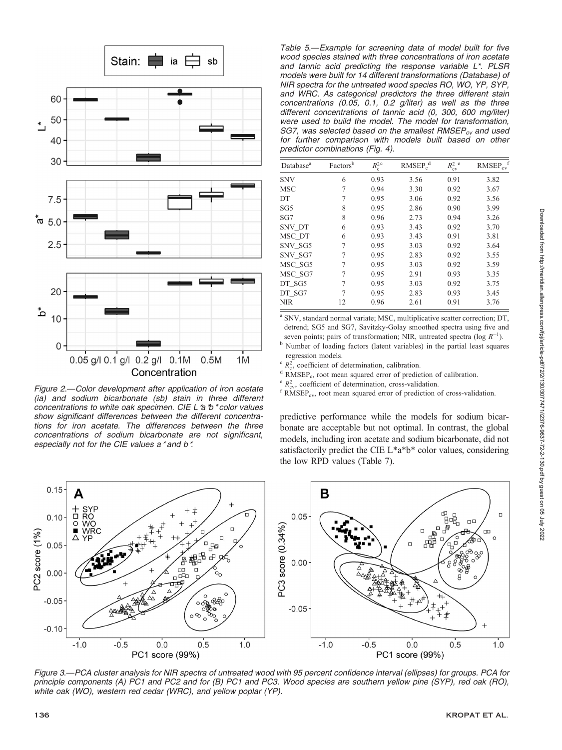Figure 2.—Color development after application of iron acetate (ia) and sodium bicarbonate (sb) stain in three different concentrations to white oak specimen. CIE $L^*a^*b^*$ color values show significant differences between the different concentrations for iron acetate. The differences between the three concentrations of sodium bicarbonate are not significant, especially not for the CIE values $a^*$ and $b^*$.

Table 5.—Example for screening data of model built for five wood species stained with three concentrations of iron acetate and tannic acid predicting the response variable $L^*$. PLSR models were built for 14 different transformations (Database) of NIR spectra for the untreated wood species RO, WO, YP, SYP, and WRC. As categorical predictors the three different stain concentrations (0.05, 0.1, 0.2 g/liter) as well as the three different concentrations of tannic acid (0, 300, 600 mg/liter) were used to build the model. The model for transformation, SG7, was selected based on the smallest $RMSEP_{cv}$ and used for further comparison with models built based on other predictor combinations (Fig. 4).

| Database[a] | Factors[b] | $R_c^2$ [c] | $RMSEP_c$ [d] | $R_{cv}^2$ [e] | $RMSEP_{cv}$ [f] |
|---|---|---|---|---|---|
| SNV | 6 | 0.93 | 3.56 | 0.91 | 3.82 |
| MSC | 7 | 0.94 | 3.30 | 0.92 | 3.67 |
| DT | 7 | 0.95 | 3.06 | 0.92 | 3.56 |
| SG5 | 8 | 0.95 | 2.86 | 0.90 | 3.99 |
| SG7 | 8 | 0.96 | 2.73 | 0.94 | 3.26 |
| SNV_DT | 6 | 0.93 | 3.43 | 0.92 | 3.70 |
| MSC_DT | 6 | 0.93 | 3.43 | 0.91 | 3.81 |
| SNV_SG5 | 7 | 0.95 | 3.03 | 0.92 | 3.64 |
| SNV_SG7 | 7 | 0.95 | 2.83 | 0.92 | 3.55 |
| MSC_SG5 | 7 | 0.95 | 3.03 | 0.92 | 3.59 |
| MSC_SG7 | 7 | 0.95 | 2.91 | 0.93 | 3.35 |
| DT_SG5 | 7 | 0.95 | 3.03 | 0.92 | 3.75 |
| DT_SG7 | 7 | 0.95 | 2.83 | 0.93 | 3.45 |
| NIR | 12 | 0.96 | 2.61 | 0.91 | 3.76 |

[a] SNV, standard normal variate; MSC, multiplicative scatter correction; DT, detrend; SG5 and SG7, Savitzky-Golay smoothed spectra using five and seven points; pairs of transformation; NIR, untreated spectra (log $R^{-1}$).
[b] Number of loading factors (latent variables) in the partial least squares regression models.
[c] $R_c^2$, coefficient of determination, calibration.
[d] $RMSEP_c$, root mean squared error of prediction of calibration.
[e] $R_{cv}^2$, coefficient of determination, cross-validation.
[f] $RMSEP_{cv}$, root mean squared error of prediction of cross-validation.

predictive performance while the models for sodium bicarbonate are acceptable but not optimal. In contrast, the global models, including iron acetate and sodium bicarbonate, did not satisfactorily predict the CIE $L^*a^*b^*$ color values, considering the low RPD values (Table 7).

Figure 3.—PCA cluster analysis for NIR spectra of untreated wood with 95 percent confidence interval (ellipses) for groups. PCA for principle components (A) PC1 and PC2 and for (B) PC1 and PC3. Wood species are southern yellow pine (SYP), red oak (RO), white oak (WO), western red cedar (WRC), and yellow poplar (YP).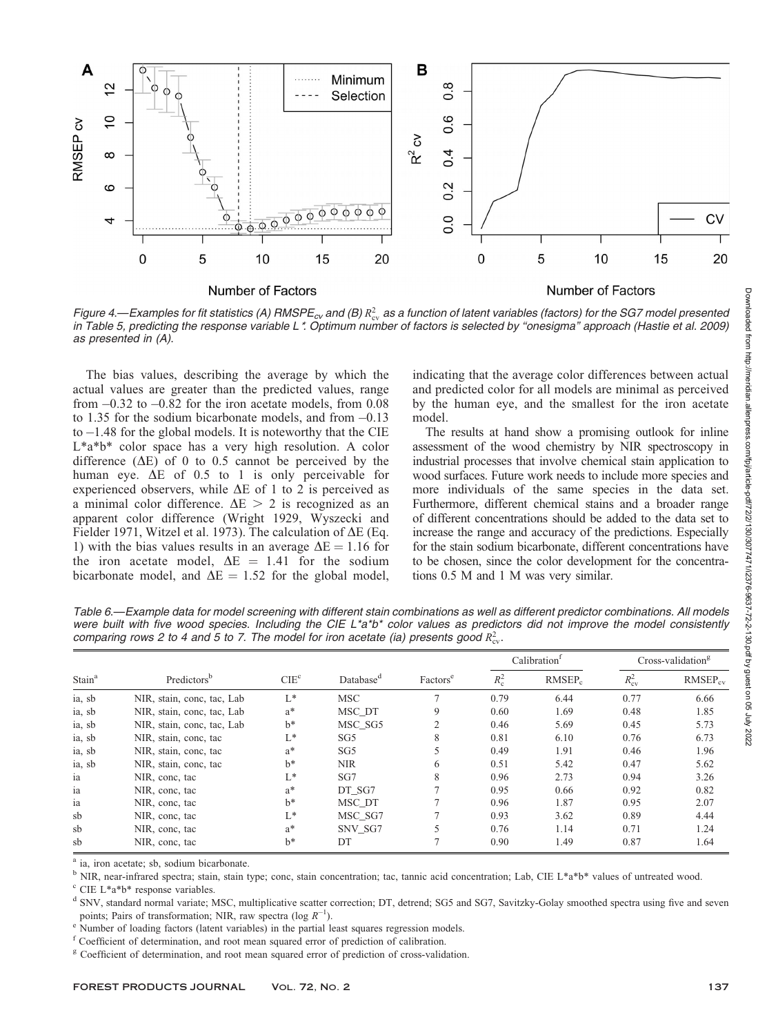Figure 4.—Examples for fit statistics (A) $RMSPE_{cv}$ and (B) $R^2_{cv}$ as a function of latent variables (factors) for the SG7 model presented in Table 5, predicting the response variable L*. Optimum number of factors is selected by "onesigma" approach (Hastie et al. 2009) as presented in (A).

The bias values, describing the average by which the actual values are greater than the predicted values, range from –0.32 to –0.82 for the iron acetate models, from 0.08 to 1.35 for the sodium bicarbonate models, and from –0.13 to –1.48 for the global models. It is noteworthy that the CIE L*a*b* color space has a very high resolution. A color difference ($\Delta E$) of 0 to 0.5 cannot be perceived by the human eye. $\Delta E$ of 0.5 to 1 is only perceivable for experienced observers, while $\Delta E$ of 1 to 2 is perceived as a minimal color difference. $\Delta E > 2$ is recognized as an apparent color difference (Wright 1929, Wyszecki and Fielder 1971, Witzel et al. 1973). The calculation of $\Delta E$ (Eq. 1) with the bias values results in an average $\Delta E = 1.16$ for the iron acetate model, $\Delta E = 1.41$ for the sodium bicarbonate model, and $\Delta E = 1.52$ for the global model, indicating that the average color differences between actual and predicted color for all models are minimal as perceived by the human eye, and the smallest for the iron acetate model.

The results at hand show a promising outlook for inline assessment of the wood chemistry by NIR spectroscopy in industrial processes that involve chemical stain application to wood surfaces. Future work needs to include more species and more individuals of the same species in the data set. Furthermore, different chemical stains and a broader range of different concentrations should be added to the data set to increase the range and accuracy of the predictions. Especially for the stain sodium bicarbonate, different concentrations have to be chosen, since the color development for the concentrations 0.5 M and 1 M was very similar.

Table 6.—Example data for model screening with different stain combinations as well as different predictor combinations. All models were built with five wood species. Including the CIE L*a*b* color values as predictors did not improve the model consistently comparing rows 2 to 4 and 5 to 7. The model for iron acetate (ia) presents good $R^2_{cv}$.

| Stain[a] | Predictors[b] | CIE[c] | Database[d] | Factors[e] | Calibration[f] | | Cross-validation[g] | |
|---|---|---|---|---|---|---|---|---|
| | | | | | $R^2_c$ | $RMSEP_c$ | $R^2_{cv}$ | $RMSEP_{cv}$ |
| ia, sb | NIR, stain, conc, tac, Lab | L* | MSC | 7 | 0.79 | 6.44 | 0.77 | 6.66 |
| ia, sb | NIR, stain, conc, tac, Lab | a* | MSC_DT | 9 | 0.60 | 1.69 | 0.48 | 1.85 |
| ia, sb | NIR, stain, conc, tac, Lab | b* | MSC_SG5 | 2 | 0.46 | 5.69 | 0.45 | 5.73 |
| ia, sb | NIR, stain, conc, tac | L* | SG5 | 8 | 0.81 | 6.10 | 0.76 | 6.73 |
| ia, sb | NIR, stain, conc, tac | a* | SG5 | 5 | 0.49 | 1.91 | 0.46 | 1.96 |
| ia, sb | NIR, stain, conc, tac | b* | NIR | 6 | 0.51 | 5.42 | 0.47 | 5.62 |
| ia | NIR, conc, tac | L* | SG7 | 8 | 0.96 | 2.73 | 0.94 | 3.26 |
| ia | NIR, conc, tac | a* | DT_SG7 | 7 | 0.95 | 0.66 | 0.92 | 0.82 |
| ia | NIR, conc, tac | b* | MSC_DT | 7 | 0.96 | 1.87 | 0.95 | 2.07 |
| sb | NIR, conc, tac | L* | MSC_SG7 | 7 | 0.93 | 3.62 | 0.89 | 4.44 |
| sb | NIR, conc, tac | a* | SNV_SG7 | 5 | 0.76 | 1.14 | 0.71 | 1.24 |
| sb | NIR, conc, tac | b* | DT | 7 | 0.90 | 1.49 | 0.87 | 1.64 |

[a] ia, iron acetate; sb, sodium bicarbonate.
[b] NIR, near-infrared spectra; stain, stain type; conc, stain concentration; tac, tannic acid concentration; Lab, CIE L*a*b* values of untreated wood.
[c] CIE L*a*b* response variables.
[d] SNV, standard normal variate; MSC, multiplicative scatter correction; DT, detrend; SG5 and SG7, Savitzky-Golay smoothed spectra using five and seven points; Pairs of transformation; NIR, raw spectra ($\log R^{-1}$).
[e] Number of loading factors (latent variables) in the partial least squares regression models.
[f] Coefficient of determination, and root mean squared error of prediction of calibration.
[g] Coefficient of determination, and root mean squared error of prediction of cross-validation.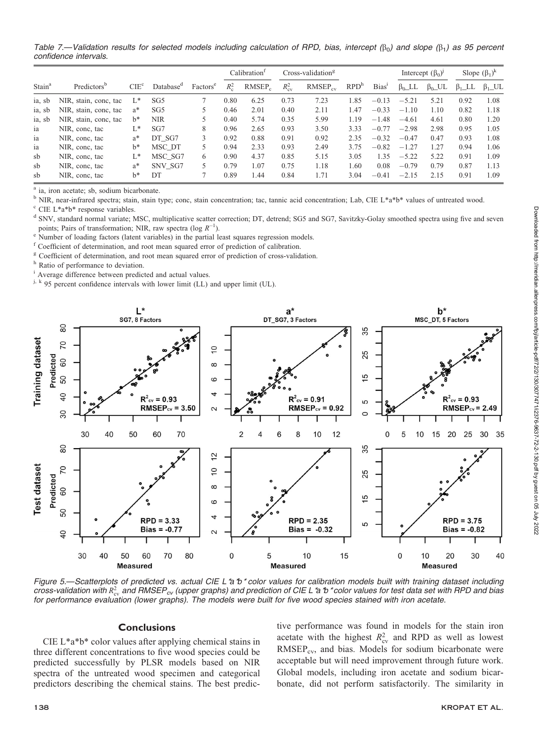Table 7.—Validation results for selected models including calculation of RPD, bias, intercept ($\beta_0$) and slope ($\beta_1$) as 95 percent confidence intervals.

| Stain[a] | Predictors[b] | CIE[c] | Database[d] | Factors[e] | Calibration[f] | | Cross-validation[g] | | RPD[h] | Bias[i] | Intercept ($\beta_0$)[j] | | Slope ($\beta_1$)[k] | |
|---|---|---|---|---|---|---|---|---|---|---|---|---|---|---|
| | | | | | $R^2_c$ | $RMSEP_c$ | $R^2_{cv}$ | $RMSEP_{cv}$ | | | $\beta_0$_LL | $\beta_0$_UL | $\beta_1$_LL | $\beta_1$_UL |
| ia, sb | NIR, stain, conc, tac | L* | SG5 | 7 | 0.80 | 6.25 | 0.73 | 7.23 | 1.85 | −0.13 | −5.21 | 5.21 | 0.92 | 1.08 |
| ia, sb | NIR, stain, conc, tac | a* | SG5 | 5 | 0.46 | 2.01 | 0.40 | 2.11 | 1.47 | −0.33 | −1.10 | 1.10 | 0.82 | 1.18 |
| ia, sb | NIR, stain, conc, tac | b* | NIR | 5 | 0.40 | 5.74 | 0.35 | 5.99 | 1.19 | −1.48 | −4.61 | 4.61 | 0.80 | 1.20 |
| ia | NIR, conc, tac | L* | SG7 | 8 | 0.96 | 2.65 | 0.93 | 3.50 | 3.33 | −0.77 | −2.98 | 2.98 | 0.95 | 1.05 |
| ia | NIR, conc, tac | a* | DT_SG7 | 3 | 0.92 | 0.88 | 0.91 | 0.92 | 2.35 | −0.32 | −0.47 | 0.47 | 0.93 | 1.08 |
| ia | NIR, conc, tac | b* | MSC_DT | 5 | 0.94 | 2.33 | 0.93 | 2.49 | 3.75 | −0.82 | −1.27 | 1.27 | 0.94 | 1.06 |
| sb | NIR, conc, tac | L* | MSC_SG7 | 6 | 0.90 | 4.37 | 0.85 | 5.15 | 3.05 | 1.35 | −5.22 | 5.22 | 0.91 | 1.09 |
| sb | NIR, conc, tac | a* | SNV_SG7 | 5 | 0.79 | 1.07 | 0.75 | 1.18 | 1.60 | 0.08 | −0.79 | 0.79 | 0.87 | 1.13 |
| sb | NIR, conc, tac | b* | DT | 7 | 0.89 | 1.44 | 0.84 | 1.71 | 3.04 | −0.41 | −2.15 | 2.15 | 0.91 | 1.09 |

[a] ia, iron acetate; sb, sodium bicarbonate.
[b] NIR, near-infrared spectra; stain, stain type; conc, stain concentration; tac, tannic acid concentration; Lab, CIE L*a*b* values of untreated wood.
[c] CIE L*a*b* response variables.
[d] SNV, standard normal variate; MSC, multiplicative scatter correction; DT, detrend; SG5 and SG7, Savitzky-Golay smoothed spectra using five and seven points; Pairs of transformation; NIR, raw spectra (log $R^{-1}$).
[e] Number of loading factors (latent variables) in the partial least squares regression models.
[f] Coefficient of determination, and root mean squared error of prediction of calibration.
[g] Coefficient of determination, and root mean squared error of prediction of cross-validation.
[h] Ratio of performance to deviation.
[i] Average difference between predicted and actual values.
[j, k] 95 percent confidence intervals with lower limit (LL) and upper limit (UL).

Figure 5.—Scatterplots of predicted vs. actual CIE L*a*b* color values for calibration models built with training dataset including cross-validation with $R^2_{cv}$ and $RMSEP_{cv}$ (upper graphs) and prediction of CIE L*a*b* color values for test data set with RPD and bias for performance evaluation (lower graphs). The models were built for five wood species stained with iron acetate.

## Conclusions

CIE L*a*b* color values after applying chemical stains in three different concentrations to five wood species could be predicted successfully by PLSR models based on NIR spectra of the untreated wood specimen and categorical predictors describing the chemical stains. The best predictive performance was found in models for the stain iron acetate with the highest $R^2_{cv}$ and RPD as well as lowest $RMSEP_{cv}$, and bias. Models for sodium bicarbonate were acceptable but will need improvement through future work. Global models, including iron acetate and sodium bicarbonate, did not perform satisfactorily. The similarity in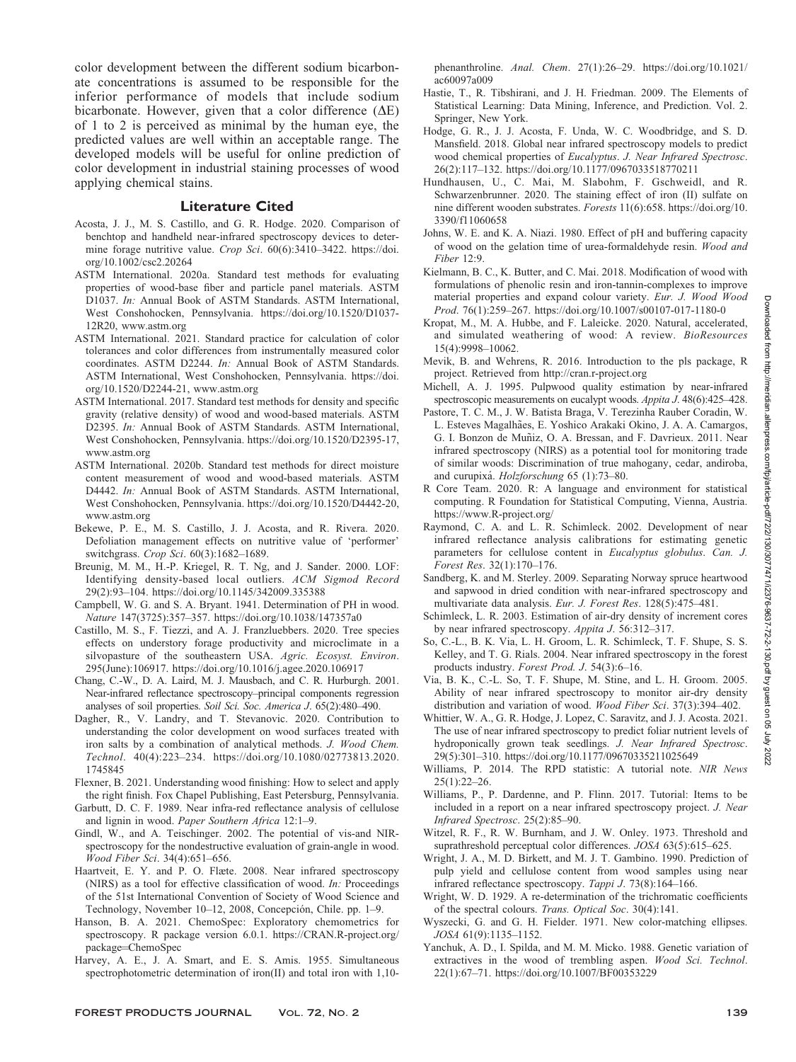color development between the different sodium bicarbonate concentrations is assumed to be responsible for the inferior performance of models that include sodium bicarbonate. However, given that a color difference ($\Delta E$) of 1 to 2 is perceived as minimal by the human eye, the predicted values are well within an acceptable range. The developed models will be useful for online prediction of color development in industrial staining processes of wood applying chemical stains.

## Literature Cited

Acosta, J. J., M. S. Castillo, and G. R. Hodge. 2020. Comparison of benchtop and handheld near-infrared spectroscopy devices to determine forage nutritive value. *Crop Sci*. 60(6):3410–3422. https://doi.org/10.1002/csc2.20264

ASTM International. 2020a. Standard test methods for evaluating properties of wood-base fiber and particle panel materials. ASTM D1037. *In:* Annual Book of ASTM Standards. ASTM International, West Conshohocken, Pennsylvania. https://doi.org/10.1520/D1037-12R20, www.astm.org

ASTM International. 2021. Standard practice for calculation of color tolerances and color differences from instrumentally measured color coordinates. ASTM D2244. *In:* Annual Book of ASTM Standards. ASTM International, West Conshohocken, Pennsylvania. https://doi.org/10.1520/D2244-21, www.astm.org

ASTM International. 2017. Standard test methods for density and specific gravity (relative density) of wood and wood-based materials. ASTM D2395. *In:* Annual Book of ASTM Standards. ASTM International, West Conshohocken, Pennsylvania. https://doi.org/10.1520/D2395-17, www.astm.org

ASTM International. 2020b. Standard test methods for direct moisture content measurement of wood and wood-based materials. ASTM D4442. *In:* Annual Book of ASTM Standards. ASTM International, West Conshohocken, Pennsylvania. https://doi.org/10.1520/D4442-20, www.astm.org

Bekewe, P. E., M. S. Castillo, J. J. Acosta, and R. Rivera. 2020. Defoliation management effects on nutritive value of 'performer' switchgrass. *Crop Sci*. 60(3):1682–1689.

Breunig, M. M., H.-P. Kriegel, R. T. Ng, and J. Sander. 2000. LOF: Identifying density-based local outliers. *ACM Sigmod Record* 29(2):93–104. https://doi.org/10.1145/342009.335388

Campbell, W. G. and S. A. Bryant. 1941. Determination of PH in wood. *Nature* 147(3725):357–357. https://doi.org/10.1038/147357a0

Castillo, M. S., F. Tiezzi, and A. J. Franzluebbers. 2020. Tree species effects on understory forage productivity and microclimate in a silvopasture of the southeastern USA. *Agric. Ecosyst. Environ*. 295(June):106917. https://doi.org/10.1016/j.agee.2020.106917

Chang, C.-W., D. A. Laird, M. J. Mausbach, and C. R. Hurburgh. 2001. Near-infrared reflectance spectroscopy–principal components regression analyses of soil properties. *Soil Sci. Soc. America J*. 65(2):480–490.

Dagher, R., V. Landry, and T. Stevanovic. 2020. Contribution to understanding the color development on wood surfaces treated with iron salts by a combination of analytical methods. *J. Wood Chem. Technol*. 40(4):223–234. https://doi.org/10.1080/02773813.2020.1745845

Flexner, B. 2021. Understanding wood finishing: How to select and apply the right finish. Fox Chapel Publishing, East Petersburg, Pennsylvania.

Garbutt, D. C. F. 1989. Near infra-red reflectance analysis of cellulose and lignin in wood. *Paper Southern Africa* 12:1–9.

Gindl, W., and A. Teischinger. 2002. The potential of vis-and NIR-spectroscopy for the nondestructive evaluation of grain-angle in wood. *Wood Fiber Sci*. 34(4):651–656.

Haartveit, E. Y. and P. O. Flæte. 2008. Near infrared spectroscopy (NIRS) as a tool for effective classification of wood. *In:* Proceedings of the 51st International Convention of Society of Wood Science and Technology, November 10–12, 2008, Concepción, Chile. pp. 1–9.

Hanson, B. A. 2021. ChemoSpec: Exploratory chemometrics for spectroscopy. R package version 6.0.1. https://CRAN.R-project.org/package=ChemoSpec

Harvey, A. E., J. A. Smart, and E. S. Amis. 1955. Simultaneous spectrophotometric determination of iron(II) and total iron with 1,10-phenanthroline. *Anal. Chem*. 27(1):26–29. https://doi.org/10.1021/ac60097a009

Hastie, T., R. Tibshirani, and J. H. Friedman. 2009. The Elements of Statistical Learning: Data Mining, Inference, and Prediction. Vol. 2. Springer, New York.

Hodge, G. R., J. J. Acosta, F. Unda, W. C. Woodbridge, and S. D. Mansfield. 2018. Global near infrared spectroscopy models to predict wood chemical properties of *Eucalyptus*. *J. Near Infrared Spectrosc*. 26(2):117–132. https://doi.org/10.1177/0967033518770211

Hundhausen, U., C. Mai, M. Slabohm, F. Gschweidl, and R. Schwarzenbrunner. 2020. The staining effect of iron (II) sulfate on nine different wooden substrates. *Forests* 11(6):658. https://doi.org/10.3390/f11060658

Johns, W. E. and K. A. Niazi. 1980. Effect of pH and buffering capacity of wood on the gelation time of urea-formaldehyde resin. *Wood and Fiber* 12:9.

Kielmann, B. C., K. Butter, and C. Mai. 2018. Modification of wood with formulations of phenolic resin and iron-tannin-complexes to improve material properties and expand colour variety. *Eur. J. Wood Wood Prod*. 76(1):259–267. https://doi.org/10.1007/s00107-017-1180-0

Kropat, M., M. A. Hubbe, and F. Laleicke. 2020. Natural, accelerated, and simulated weathering of wood: A review. *BioResources* 15(4):9998–10062.

Mevik, B. and Wehrens, R. 2016. Introduction to the pls package, R project. Retrieved from http://cran.r-project.org

Michell, A. J. 1995. Pulpwood quality estimation by near-infrared spectroscopic measurements on eucalypt woods. *Appita J*. 48(6):425–428.

Pastore, T. C. M., J. W. Batista Braga, V. Terezinha Rauber Coradin, W. L. Esteves Magalhães, E. Yoshico Arakaki Okino, J. A. A. Camargos, G. I. Bonzon de Muñiz, O. A. Bressan, and F. Davrieux. 2011. Near infrared spectroscopy (NIRS) as a potential tool for monitoring trade of similar woods: Discrimination of true mahogany, cedar, andiroba, and curupixá. *Holzforschung* 65 (1):73–80.

R Core Team. 2020. R: A language and environment for statistical computing. R Foundation for Statistical Computing, Vienna, Austria. https://www.R-project.org/

Raymond, C. A. and L. R. Schimleck. 2002. Development of near infrared reflectance analysis calibrations for estimating genetic parameters for cellulose content in *Eucalyptus globulus*. *Can. J. Forest Res*. 32(1):170–176.

Sandberg, K. and M. Sterley. 2009. Separating Norway spruce heartwood and sapwood in dried condition with near-infrared spectroscopy and multivariate data analysis. *Eur. J. Forest Res*. 128(5):475–481.

Schimleck, L. R. 2003. Estimation of air-dry density of increment cores by near infrared spectroscopy. *Appita J*. 56:312–317.

So, C.-L., B. K. Via, L. H. Groom, L. R. Schimleck, T. F. Shupe, S. S. Kelley, and T. G. Rials. 2004. Near infrared spectroscopy in the forest products industry. *Forest Prod. J*. 54(3):6–16.

Via, B. K., C.-L. So, T. F. Shupe, M. Stine, and L. H. Groom. 2005. Ability of near infrared spectroscopy to monitor air-dry density distribution and variation of wood. *Wood Fiber Sci*. 37(3):394–402.

Whittier, W. A., G. R. Hodge, J. Lopez, C. Saravitz, and J. J. Acosta. 2021. The use of near infrared spectroscopy to predict foliar nutrient levels of hydroponically grown teak seedlings. *J. Near Infrared Spectrosc*. 29(5):301–310. https://doi.org/10.1177/09670335211025649

Williams, P. 2014. The RPD statistic: A tutorial note. *NIR News* 25(1):22–26.

Williams, P., P. Dardenne, and P. Flinn. 2017. Tutorial: Items to be included in a report on a near infrared spectroscopy project. *J. Near Infrared Spectrosc*. 25(2):85–90.

Witzel, R. F., R. W. Burnham, and J. W. Onley. 1973. Threshold and suprathreshold perceptual color differences. *JOSA* 63(5):615–625.

Wright, J. A., M. D. Birkett, and M. J. T. Gambino. 1990. Prediction of pulp yield and cellulose content from wood samples using near infrared reflectance spectroscopy. *Tappi J*. 73(8):164–166.

Wright, W. D. 1929. A re-determination of the trichromatic coefficients of the spectral colours. *Trans. Optical Soc*. 30(4):141.

Wyszecki, G. and G. H. Fielder. 1971. New color-matching ellipses. *JOSA* 61(9):1135–1152.

Yanchuk, A. D., I. Spilda, and M. M. Micko. 1988. Genetic variation of extractives in the wood of trembling aspen. *Wood Sci. Technol*. 22(1):67–71. https://doi.org/10.1007/BF00353229